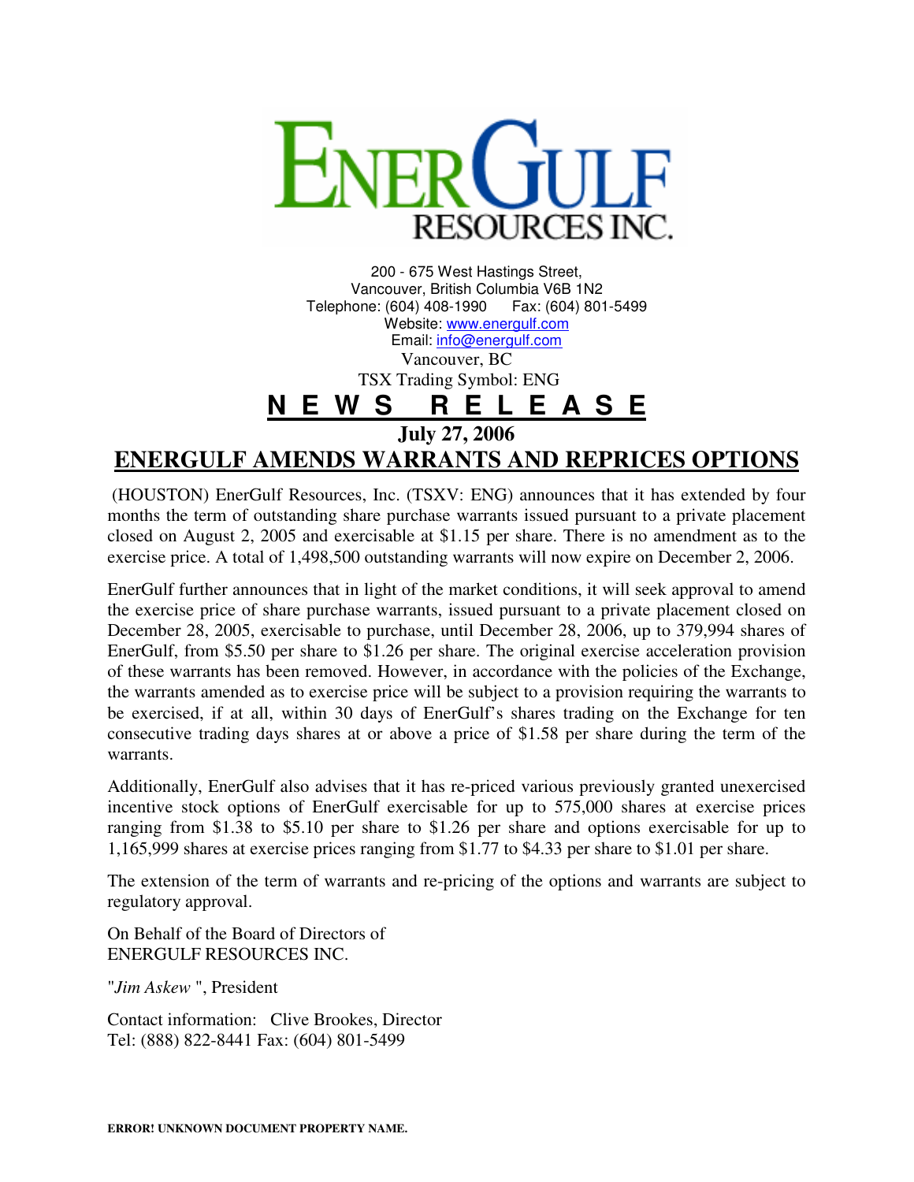# ENERGULF RESOURCES INC.

200 - 675 West Hastings Street,
Vancouver, British Columbia V6B 1N2
Telephone: (604) 408-1990 Fax: (604) 801-5499
Website: www.energulf.com
Email: info@energulf.com
Vancouver, BC
TSX Trading Symbol: ENG

## N E W S R E L E A S E

**July 27, 2006**

## ENERGULF AMENDS WARRANTS AND REPRICES OPTIONS

(HOUSTON) EnerGulf Resources, Inc. (TSXV: ENG) announces that it has extended by four months the term of outstanding share purchase warrants issued pursuant to a private placement closed on August 2, 2005 and exercisable at $1.15 per share. There is no amendment as to the exercise price. A total of 1,498,500 outstanding warrants will now expire on December 2, 2006.

EnerGulf further announces that in light of the market conditions, it will seek approval to amend the exercise price of share purchase warrants, issued pursuant to a private placement closed on December 28, 2005, exercisable to purchase, until December 28, 2006, up to 379,994 shares of EnerGulf, from $5.50 per share to $1.26 per share. The original exercise acceleration provision of these warrants has been removed. However, in accordance with the policies of the Exchange, the warrants amended as to exercise price will be subject to a provision requiring the warrants to be exercised, if at all, within 30 days of EnerGulf's shares trading on the Exchange for ten consecutive trading days shares at or above a price of $1.58 per share during the term of the warrants.

Additionally, EnerGulf also advises that it has re-priced various previously granted unexercised incentive stock options of EnerGulf exercisable for up to 575,000 shares at exercise prices ranging from $1.38 to $5.10 per share to $1.26 per share and options exercisable for up to 1,165,999 shares at exercise prices ranging from $1.77 to $4.33 per share to $1.01 per share.

The extension of the term of warrants and re-pricing of the options and warrants are subject to regulatory approval.

On Behalf of the Board of Directors of
ENERGULF RESOURCES INC.

"*Jim Askew* ", President

Contact information: Clive Brookes, Director
Tel: (888) 822-8441 Fax: (604) 801-5499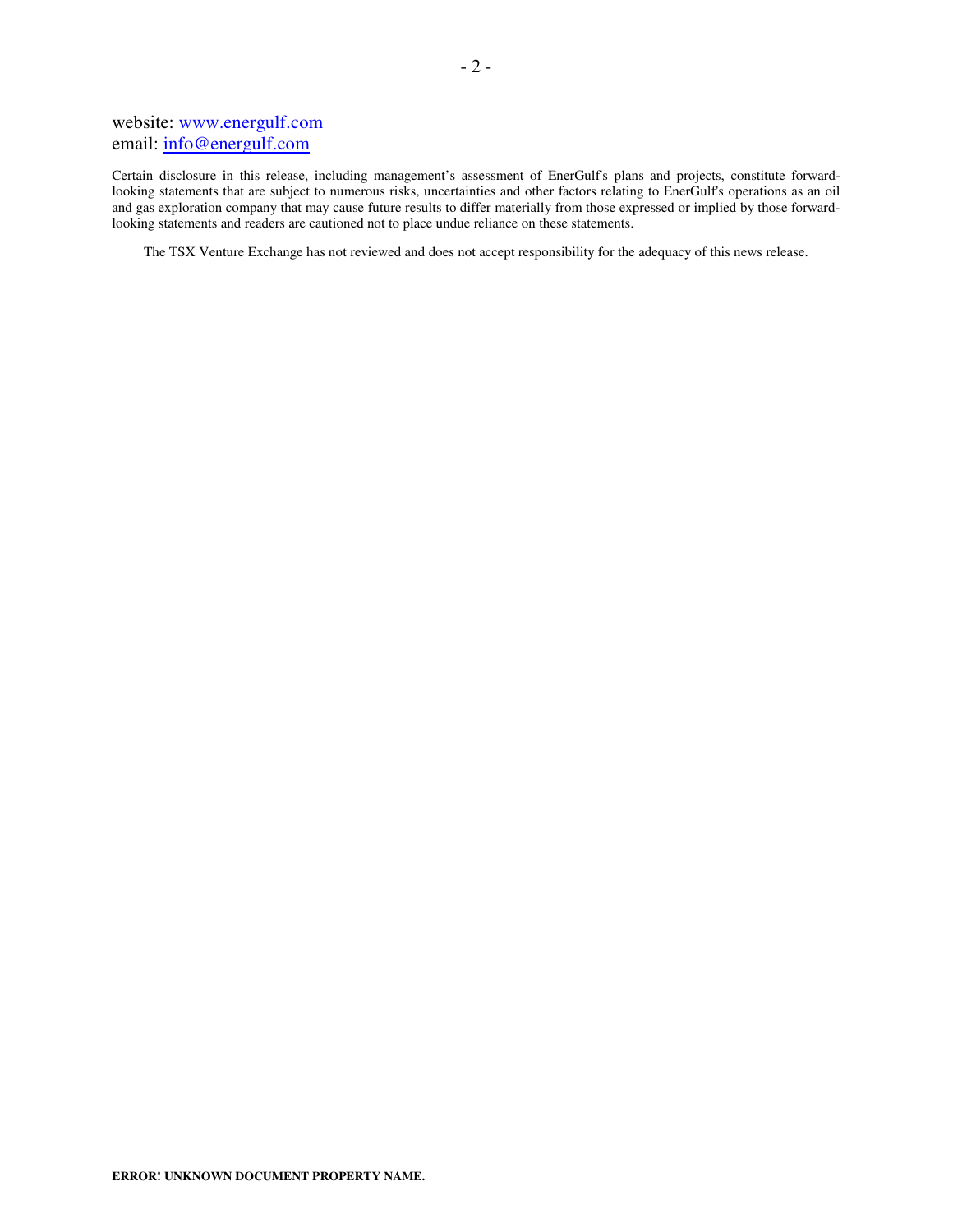website: [www.energulf.com](http://www.energulf.com)
email: [info@energulf.com](mailto:info@energulf.com)

Certain disclosure in this release, including management's assessment of EnerGulf's plans and projects, constitute forward-looking statements that are subject to numerous risks, uncertainties and other factors relating to EnerGulf's operations as an oil and gas exploration company that may cause future results to differ materially from those expressed or implied by those forward-looking statements and readers are cautioned not to place undue reliance on these statements.

The TSX Venture Exchange has not reviewed and does not accept responsibility for the adequacy of this news release.

**ERROR! UNKNOWN DOCUMENT PROPERTY NAME.**